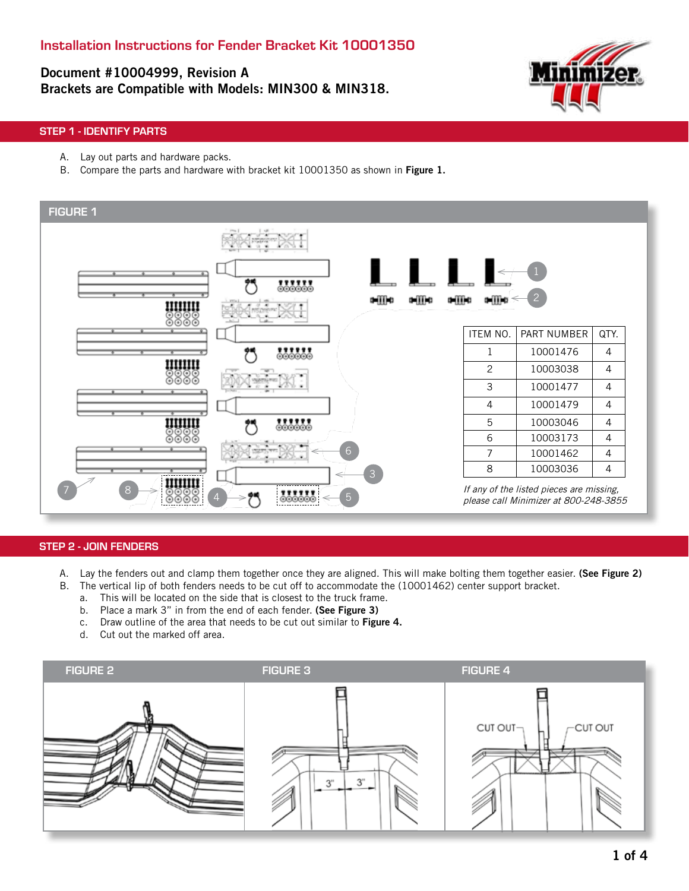# Installation Instructions for Fender Bracket Kit 10001350

**Document #10004999, Revision A**
**Brackets are Compatible with Models: MIN300 & MIN318.**

## STEP 1 - IDENTIFY PARTS

A. Lay out parts and hardware packs.
B. Compare the parts and hardware with bracket kit 10001350 as shown in **Figure 1.**

### FIGURE 1

| ITEM NO. | PART NUMBER | QTY. |
|---|---|---|
| 1 | 10001476 | 4 |
| 2 | 10003038 | 4 |
| 3 | 10001477 | 4 |
| 4 | 10001479 | 4 |
| 5 | 10003046 | 4 |
| 6 | 10003173 | 4 |
| 7 | 10001462 | 4 |
| 8 | 10003036 | 4 |

*If any of the listed pieces are missing, please call Minimizer at 800-248-3855*

## STEP 2 - JOIN FENDERS

A. Lay the fenders out and clamp them together once they are aligned. This will make bolting them together easier. **(See Figure 2)**
B. The vertical lip of both fenders needs to be cut off to accommodate the (10001462) center support bracket.
   a. This will be located on the side that is closest to the truck frame.
   b. Place a mark 3" in from the end of each fender. **(See Figure 3)**
   c. Draw outline of the area that needs to be cut out similar to **Figure 4.**
   d. Cut out the marked off area.

FIGURE 2

FIGURE 3

FIGURE 4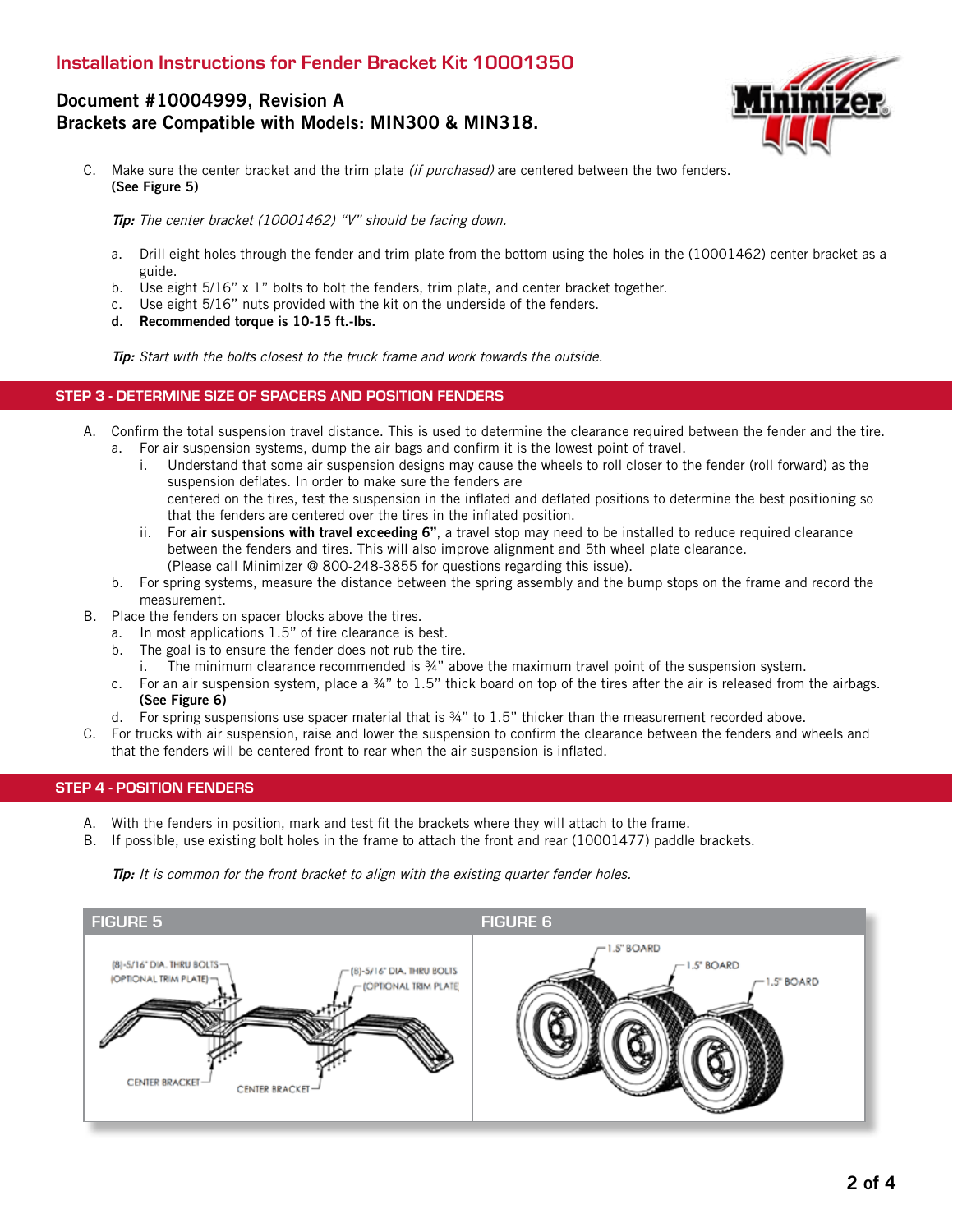C. Make sure the center bracket and the trim plate *(if purchased)* are centered between the two fenders. **(See Figure 5)**

***Tip:*** *The center bracket (10001462) "V" should be facing down.*

a. Drill eight holes through the fender and trim plate from the bottom using the holes in the (10001462) center bracket as a guide.
b. Use eight 5/16" x 1" bolts to bolt the fenders, trim plate, and center bracket together.
c. Use eight 5/16" nuts provided with the kit on the underside of the fenders.
**d. Recommended torque is 10-15 ft.-lbs.**

***Tip:*** *Start with the bolts closest to the truck frame and work towards the outside.*

## STEP 3 - DETERMINE SIZE OF SPACERS AND POSITION FENDERS

A. Confirm the total suspension travel distance. This is used to determine the clearance required between the fender and the tire.
   a. For air suspension systems, dump the air bags and confirm it is the lowest point of travel.
      i. Understand that some air suspension designs may cause the wheels to roll closer to the fender (roll forward) as the suspension deflates. In order to make sure the fenders are centered on the tires, test the suspension in the inflated and deflated positions to determine the best positioning so that the fenders are centered over the tires in the inflated position.
      ii. For **air suspensions with travel exceeding 6"**, a travel stop may need to be installed to reduce required clearance between the fenders and tires. This will also improve alignment and 5th wheel plate clearance. (Please call Minimizer @ 800-248-3855 for questions regarding this issue).
   b. For spring systems, measure the distance between the spring assembly and the bump stops on the frame and record the measurement.

B. Place the fenders on spacer blocks above the tires.
   a. In most applications 1.5" of tire clearance is best.
   b. The goal is to ensure the fender does not rub the tire.
      i. The minimum clearance recommended is ¾" above the maximum travel point of the suspension system.
   c. For an air suspension system, place a ¾" to 1.5" thick board on top of the tires after the air is released from the airbags. **(See Figure 6)**
   d. For spring suspensions use spacer material that is ¾" to 1.5" thicker than the measurement recorded above.

C. For trucks with air suspension, raise and lower the suspension to confirm the clearance between the fenders and wheels and that the fenders will be centered front to rear when the air suspension is inflated.

## STEP 4 - POSITION FENDERS

A. With the fenders in position, mark and test fit the brackets where they will attach to the frame.
B. If possible, use existing bolt holes in the frame to attach the front and rear (10001477) paddle brackets.

***Tip:*** *It is common for the front bracket to align with the existing quarter fender holes.*

**FIGURE 5**

(8)-5/16" DIA. THRU BOLTS (OPTIONAL TRIM PLATE) — (8)-5/16" DIA. THRU BOLTS (OPTIONAL TRIM PLATE) — CENTER BRACKET — CENTER BRACKET

**FIGURE 6**

1.5" BOARD — 1.5" BOARD — 1.5" BOARD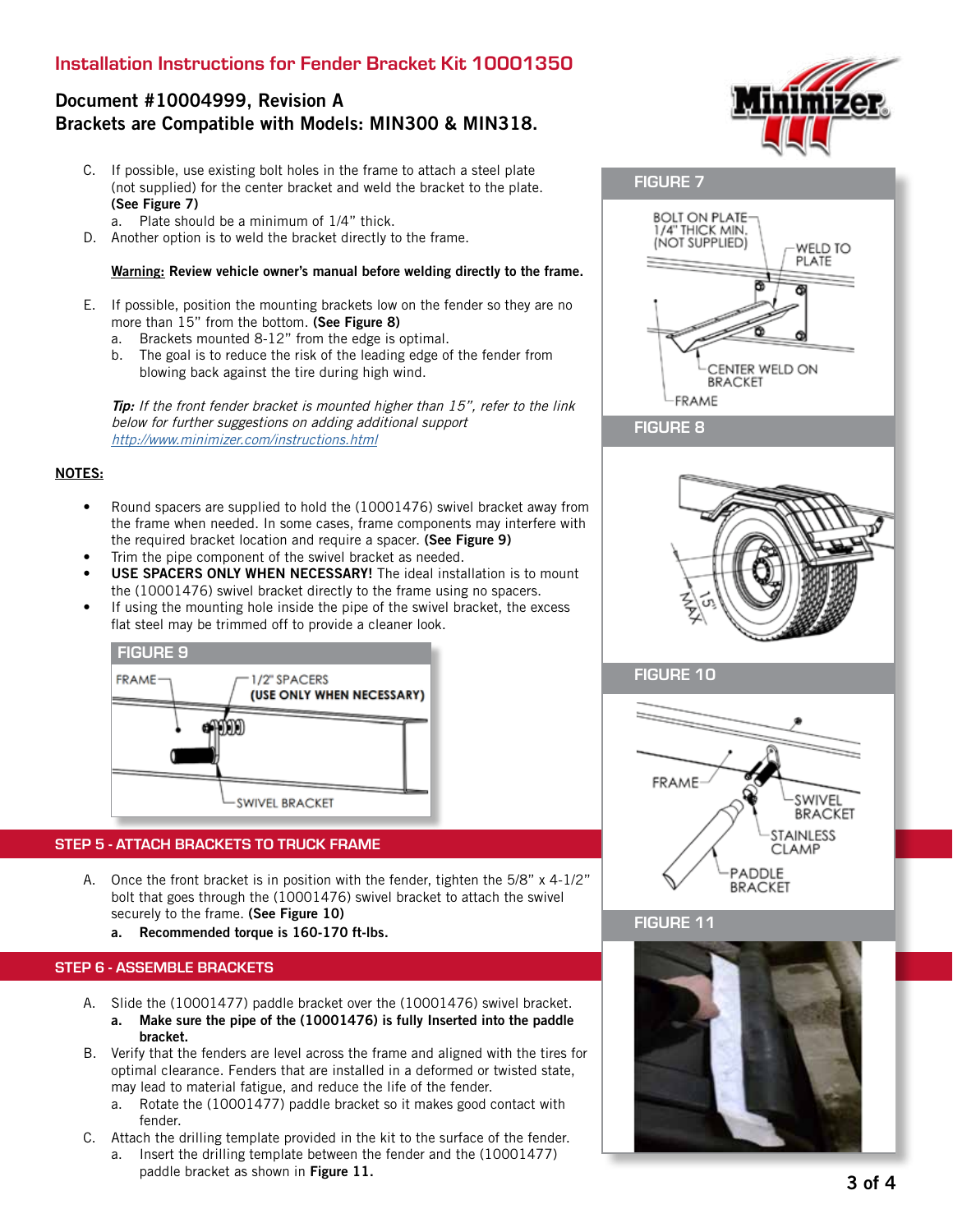# Installation Instructions for Fender Bracket Kit 10001350

## Document #10004999, Revision A
## Brackets are Compatible with Models: MIN300 & MIN318.

C. If possible, use existing bolt holes in the frame to attach a steel plate (not supplied) for the center bracket and weld the bracket to the plate. **(See Figure 7)**
   a. Plate should be a minimum of 1/4" thick.

D. Another option is to weld the bracket directly to the frame.

**Warning: Review vehicle owner's manual before welding directly to the frame.**

E. If possible, position the mounting brackets low on the fender so they are no more than 15" from the bottom. **(See Figure 8)**
   a. Brackets mounted 8-12" from the edge is optimal.
   b. The goal is to reduce the risk of the leading edge of the fender from blowing back against the tire during high wind.

***Tip:*** *If the front fender bracket is mounted higher than 15", refer to the link below for further suggestions on adding additional support*
*http://www.minimizer.com/instructions.html*

**NOTES:**

- Round spacers are supplied to hold the (10001476) swivel bracket away from the frame when needed. In some cases, frame components may interfere with the required bracket location and require a spacer. **(See Figure 9)**
- Trim the pipe component of the swivel bracket as needed.
- **USE SPACERS ONLY WHEN NECESSARY!** The ideal installation is to mount the (10001476) swivel bracket directly to the frame using no spacers.
- If using the mounting hole inside the pipe of the swivel bracket, the excess flat steel may be trimmed off to provide a cleaner look.

**FIGURE 7**

BOLT ON PLATE 1/4" THICK MIN. (NOT SUPPLIED) — WELD TO PLATE — CENTER WELD ON BRACKET — FRAME

**FIGURE 8**

15" MAX

**FIGURE 9**

FRAME — 1/2" SPACERS (USE ONLY WHEN NECESSARY) — SWIVEL BRACKET

## STEP 5 - ATTACH BRACKETS TO TRUCK FRAME

A. Once the front bracket is in position with the fender, tighten the 5/8" x 4-1/2" bolt that goes through the (10001476) swivel bracket to attach the swivel securely to the frame. **(See Figure 10)**
   **a. Recommended torque is 160-170 ft-lbs.**

**FIGURE 10**

FRAME — SWIVEL BRACKET — STAINLESS CLAMP — PADDLE BRACKET

## STEP 6 - ASSEMBLE BRACKETS

A. Slide the (10001477) paddle bracket over the (10001476) swivel bracket.
   **a. Make sure the pipe of the (10001476) is fully Inserted into the paddle bracket.**

B. Verify that the fenders are level across the frame and aligned with the tires for optimal clearance. Fenders that are installed in a deformed or twisted state, may lead to material fatigue, and reduce the life of the fender.
   a. Rotate the (10001477) paddle bracket so it makes good contact with fender.

C. Attach the drilling template provided in the kit to the surface of the fender.
   a. Insert the drilling template between the fender and the (10001477) paddle bracket as shown in **Figure 11.**

**FIGURE 11**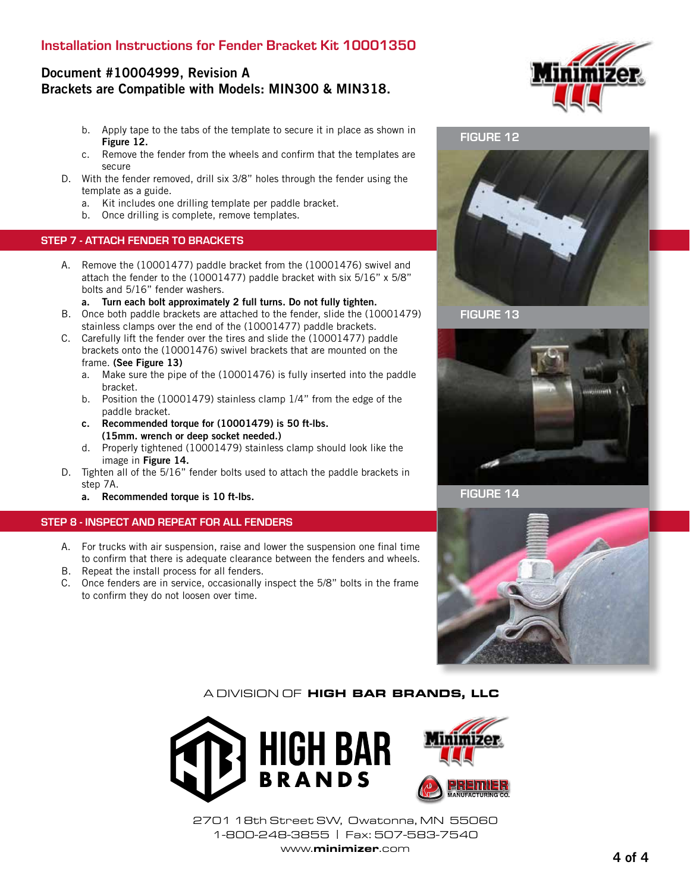# Installation Instructions for Fender Bracket Kit 10001350

**Document #10004999, Revision A**
**Brackets are Compatible with Models: MIN300 & MIN318.**

b. Apply tape to the tabs of the template to secure it in place as shown in **Figure 12.**

c. Remove the fender from the wheels and confirm that the templates are secure

D. With the fender removed, drill six 3/8" holes through the fender using the template as a guide.

a. Kit includes one drilling template per paddle bracket.

b. Once drilling is complete, remove templates.

## STEP 7 - ATTACH FENDER TO BRACKETS

A. Remove the (10001477) paddle bracket from the (10001476) swivel and attach the fender to the (10001477) paddle bracket with six 5/16" x 5/8" bolts and 5/16" fender washers.

**a. Turn each bolt approximately 2 full turns. Do not fully tighten.**

B. Once both paddle brackets are attached to the fender, slide the (10001479) stainless clamps over the end of the (10001477) paddle brackets.

C. Carefully lift the fender over the tires and slide the (10001477) paddle brackets onto the (10001476) swivel brackets that are mounted on the frame. **(See Figure 13)**

a. Make sure the pipe of the (10001476) is fully inserted into the paddle bracket.

b. Position the (10001479) stainless clamp 1/4" from the edge of the paddle bracket.

**c. Recommended torque for (10001479) is 50 ft-lbs. (15mm. wrench or deep socket needed.)**

d. Properly tightened (10001479) stainless clamp should look like the image in **Figure 14.**

D. Tighten all of the 5/16" fender bolts used to attach the paddle brackets in step 7A.

**a. Recommended torque is 10 ft-lbs.**

## STEP 8 - INSPECT AND REPEAT FOR ALL FENDERS

A. For trucks with air suspension, raise and lower the suspension one final time to confirm that there is adequate clearance between the fenders and wheels.

B. Repeat the install process for all fenders.

C. Once fenders are in service, occasionally inspect the 5/8" bolts in the frame to confirm they do not loosen over time.

FIGURE 12

FIGURE 13

FIGURE 14

A DIVISION OF **HIGH BAR BRANDS, LLC**

2701 18th Street SW, Owatonna, MN 55060
1-800-248-3855 | Fax: 507-583-7540
www.**minimizer**.com